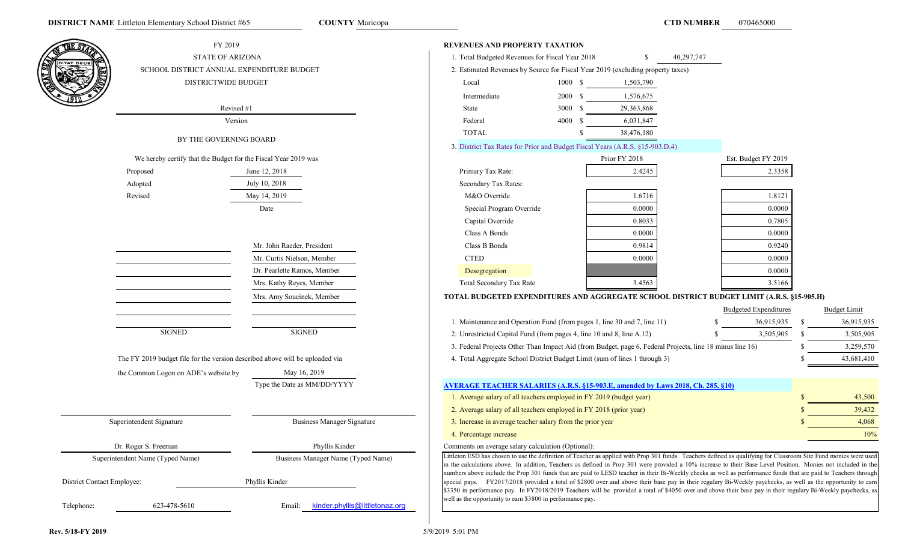**DISTRICT NAME** Littleton Elementary School District #65 **COUNTY** Maricopa **CTD NUMBER** 070465000

FY 2019
STATE OF ARIZONA
SCHOOL DISTRICT ANNUAL EXPENDITURE BUDGET
DISTRICTWIDE BUDGET

Revised #1
Version

BY THE GOVERNING BOARD

We hereby certify that the Budget for the Fiscal Year 2019 was

| | Date |
|---|---|
| Proposed | June 12, 2018 |
| Adopted | July 10, 2018 |
| Revised | May 14, 2019 |

| | |
|---|---|
| | Mr. John Raeder, President |
| | Mr. Curtis Nielson, Member |
| | Dr. Pearlette Ramos, Member |
| | Mrs. Kathy Reyes, Member |
| | Mrs. Amy Soucinek, Member |
| SIGNED | SIGNED |

The FY 2019 budget file for the version described above will be uploaded via the Common Logon on ADE's website by May 16, 2019 .
Type the Date as MM/DD/YYYY

| Superintendent Signature | Business Manager Signature |
|---|---|
| Dr. Roger S. Freeman | Phyllis Kinder |
| Superintendent Name (Typed Name) | Business Manager Name (Typed Name) |

District Contact Employee: Phyllis Kinder

Telephone: 623-478-5610 Email: kinder.phyllis@littletonaz.org

## REVENUES AND PROPERTY TAXATION

1. Total Budgeted Revenues for Fiscal Year 2018 $ 40,297,747

2. Estimated Revenues by Source for Fiscal Year 2019 (excluding property taxes)

| Source | Code | Amount |
|---|---|---|
| Local | 1000 | $ 1,503,790 |
| Intermediate | 2000 | $ 1,576,675 |
| State | 3000 | $ 29,363,868 |
| Federal | 4000 | $ 6,031,847 |
| TOTAL | | $ 38,476,180 |

3. District Tax Rates for Prior and Budget Fiscal Years (A.R.S. §15-903.D.4)

| | Prior FY 2018 | Est. Budget FY 2019 |
|---|---|---|
| Primary Tax Rate: | 2.4245 | 2.3358 |
| Secondary Tax Rates: | | |
| M&O Override | 1.6716 | 1.8121 |
| Special Program Override | 0.0000 | 0.0000 |
| Capital Override | 0.8033 | 0.7805 |
| Class A Bonds | 0.0000 | 0.0000 |
| Class B Bonds | 0.9814 | 0.9240 |
| CTED | 0.0000 | 0.0000 |
| Desegregation | | 0.0000 |
| Total Secondary Tax Rate | 3.4563 | 3.5166 |

## TOTAL BUDGETED EXPENDITURES AND AGGREGATE SCHOOL DISTRICT BUDGET LIMIT (A.R.S. §15-905.H)

| | Budgeted Expenditures | Budget Limit |
|---|---|---|
| 1. Maintenance and Operation Fund (from pages 1, line 30 and 7, line 11) | $ 36,915,935 | $ 36,915,935 |
| 2. Unrestricted Capital Fund (from pages 4, line 10 and 8, line A.12) | $ 3,505,905 | $ 3,505,905 |
| 3. Federal Projects Other Than Impact Aid (from Budget, page 6, Federal Projects, line 18 minus line 16) | | $ 3,259,570 |
| 4. Total Aggregate School District Budget Limit (sum of lines 1 through 3) | | $ 43,681,410 |

## AVERAGE TEACHER SALARIES (A.R.S. §15-903.E, amended by Laws 2018, Ch. 285, §10)

| | |
|---|---|
| 1. Average salary of all teachers employed in FY 2019 (budget year) | $ 43,500 |
| 2. Average salary of all teachers employed in FY 2018 (prior year) | $ 39,432 |
| 3. Increase in average teacher salary from the prior year | $ 4,068 |
| 4. Percentage increase | 10% |

Comments on average salary calculation (Optional):

Littleton ESD has chosen to use the definition of Teacher as applied with Prop 301 funds. Teachers defined as qualifying for Classroom Site Fund monies were used in the calculations above. In addition, Teachers as defined in Prop 301 were provided a 10% increase to their Base Level Position. Monies not included in the numbers above include the Prop 301 funds that are paid to LESD teacher in their Bi-Weekly checks as well as performance funds that are paid to Teachers through special pays. FY2017/2018 provided a total of $2800 over and above their base pay in their regulary Bi-Weekly paychecks, as well as the opportunity to earn $3350 in performance pay. In FY2018/2019 Teachers will be provided a total of $4050 over and above their base pay in their regulary Bi-Weekly paychecks, as well as the opportunity to earn $3800 in performance pay.

Rev. 5/18-FY 2019 5/9/2019 5:01 PM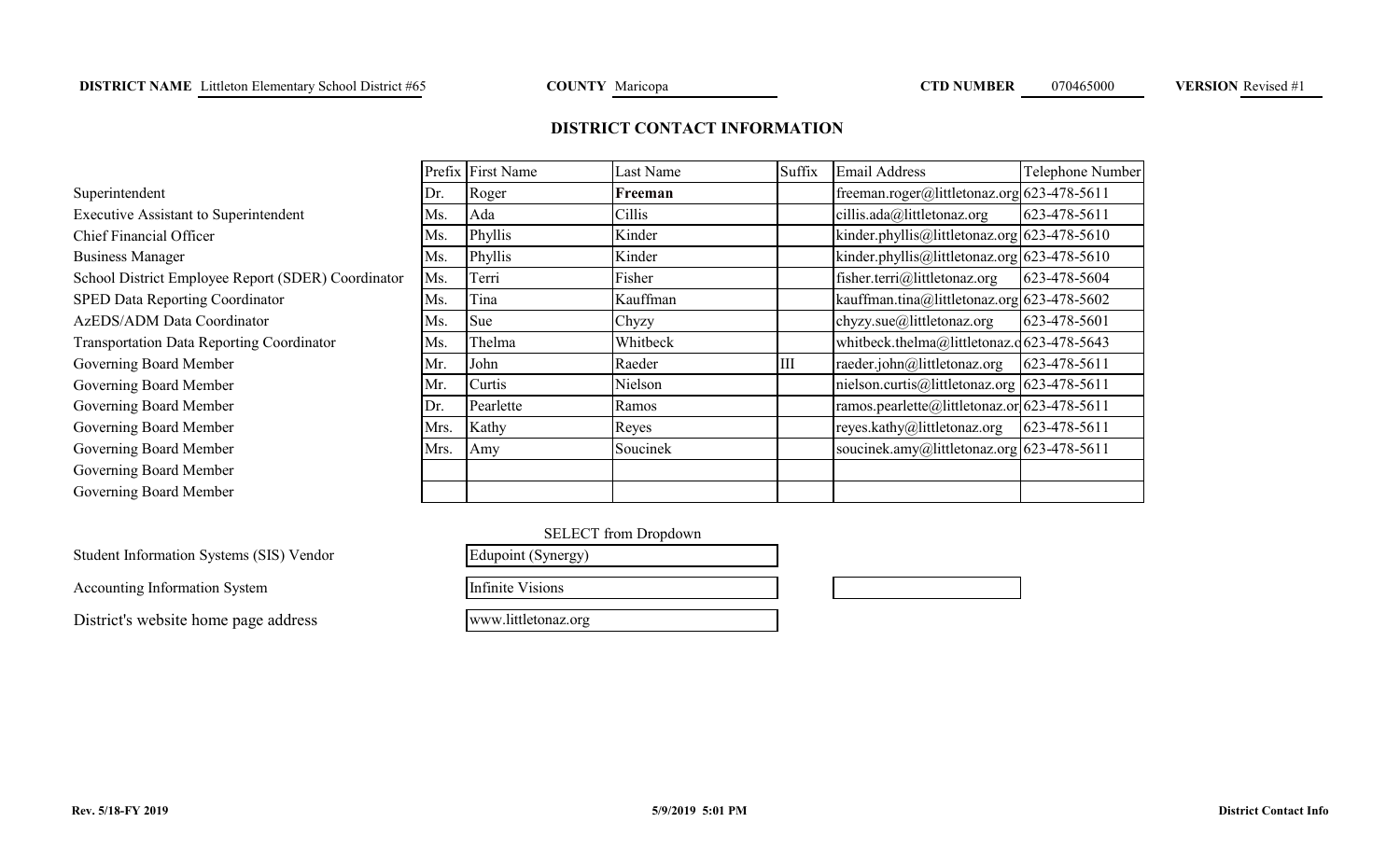**DISTRICT NAME** Littleton Elementary School District #65 **COUNTY** Maricopa **CTD NUMBER** 070465000 **VERSION** Revised #1

## DISTRICT CONTACT INFORMATION

| | Prefix | First Name | Last Name | Suffix | Email Address | Telephone Number |
|---|---|---|---|---|---|---|
| Superintendent | Dr. | Roger | **Freeman** | | freeman.roger@littletonaz.org | 623-478-5611 |
| Executive Assistant to Superintendent | Ms. | Ada | Cillis | | cillis.ada@littletonaz.org | 623-478-5611 |
| Chief Financial Officer | Ms. | Phyllis | Kinder | | kinder.phyllis@littletonaz.org | 623-478-5610 |
| Business Manager | Ms. | Phyllis | Kinder | | kinder.phyllis@littletonaz.org | 623-478-5610 |
| School District Employee Report (SDER) Coordinator | Ms. | Terri | Fisher | | fisher.terri@littletonaz.org | 623-478-5604 |
| SPED Data Reporting Coordinator | Ms. | Tina | Kauffman | | kauffman.tina@littletonaz.org | 623-478-5602 |
| AzEDS/ADM Data Coordinator | Ms. | Sue | Chyzy | | chyzy.sue@littletonaz.org | 623-478-5601 |
| Transportation Data Reporting Coordinator | Ms. | Thelma | Whitbeck | | whitbeck.thelma@littletonaz.o | 623-478-5643 |
| Governing Board Member | Mr. | John | Raeder | III | raeder.john@littletonaz.org | 623-478-5611 |
| Governing Board Member | Mr. | Curtis | Nielson | | nielson.curtis@littletonaz.org | 623-478-5611 |
| Governing Board Member | Dr. | Pearlette | Ramos | | ramos.pearlette@littletonaz.or | 623-478-5611 |
| Governing Board Member | Mrs. | Kathy | Reyes | | reyes.kathy@littletonaz.org | 623-478-5611 |
| Governing Board Member | Mrs. | Amy | Soucinek | | soucinek.amy@littletonaz.org | 623-478-5611 |
| Governing Board Member | | | | | | |
| Governing Board Member | | | | | | |

SELECT from Dropdown

| | |
|---|---|
| Student Information Systems (SIS) Vendor | Edupoint (Synergy) |
| Accounting Information System | Infinite Visions |
| District's website home page address | www.littletonaz.org |

Rev. 5/18-FY 2019 5/9/2019 5:01 PM District Contact Info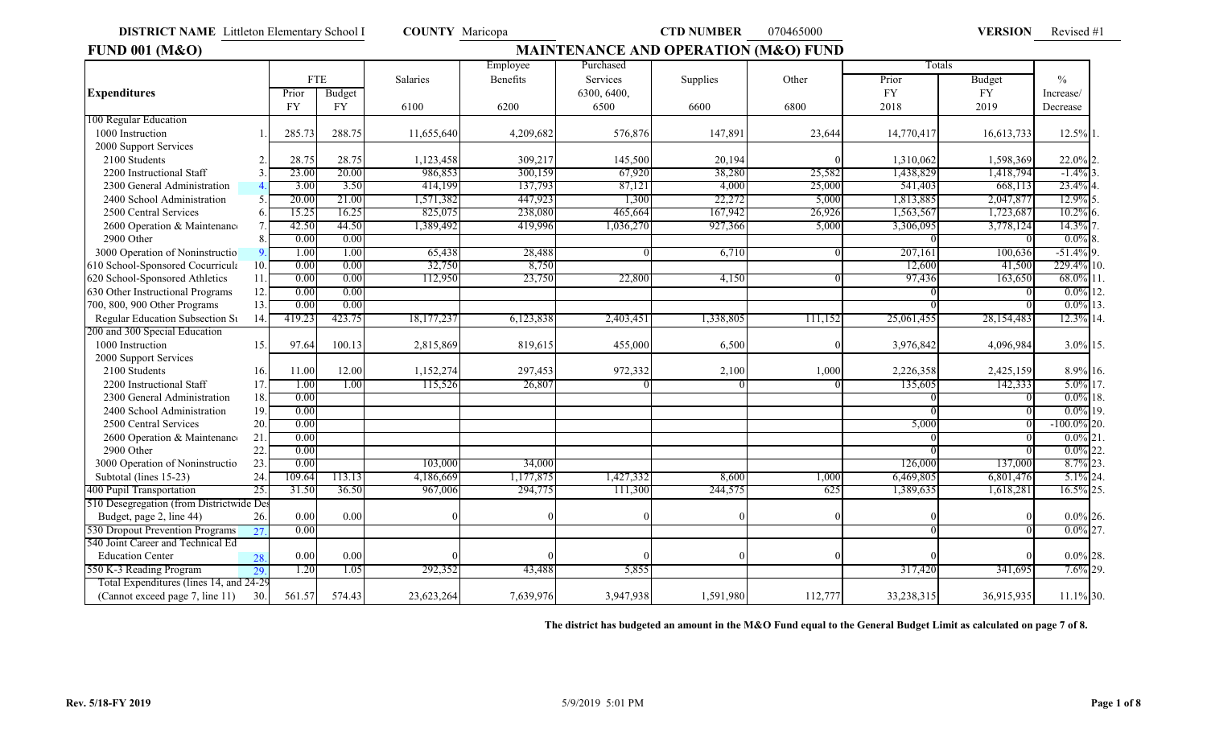**DISTRICT NAME** Littleton Elementary School I **COUNTY** Maricopa **CTD NUMBER** 070465000 **VERSION** Revised #1

## FUND 001 (M&O) MAINTENANCE AND OPERATION (M&O) FUND

| Expenditures | | FTE Prior FY | FTE Budget FY | Salaries 6100 | Employee Benefits 6200 | Purchased Services 6300, 6400, 6500 | Supplies 6600 | Other 6800 | Totals Prior FY 2018 | Totals Budget FY 2019 | % Increase/ Decrease | |
|---|---|---|---|---|---|---|---|---|---|---|---|---|
| **100 Regular Education** | | | | | | | | | | | | |
| 1000 Instruction | 1. | 285.73 | 288.75 | 11,655,640 | 4,209,682 | 576,876 | 147,891 | 23,644 | 14,770,417 | 16,613,733 | 12.5% | 1. |
| 2000 Support Services | | | | | | | | | | | | |
| 2100 Students | 2. | 28.75 | 28.75 | 1,123,458 | 309,217 | 145,500 | 20,194 | 0 | 1,310,062 | 1,598,369 | 22.0% | 2. |
| 2200 Instructional Staff | 3. | 23.00 | 20.00 | 986,853 | 300,159 | 67,920 | 38,280 | 25,582 | 1,438,829 | 1,418,794 | -1.4% | 3. |
| 2300 General Administration | 4. | 3.00 | 3.50 | 414,199 | 137,793 | 87,121 | 4,000 | 25,000 | 541,403 | 668,113 | 23.4% | 4. |
| 2400 School Administration | 5. | 20.00 | 21.00 | 1,571,382 | 447,923 | 1,300 | 22,272 | 5,000 | 1,813,885 | 2,047,877 | 12.9% | 5. |
| 2500 Central Services | 6. | 15.25 | 16.25 | 825,075 | 238,080 | 465,664 | 167,942 | 26,926 | 1,563,567 | 1,723,687 | 10.2% | 6. |
| 2600 Operation & Maintenance | 7. | 42.50 | 44.50 | 1,389,492 | 419,996 | 1,036,270 | 927,366 | 5,000 | 3,306,095 | 3,778,124 | 14.3% | 7. |
| 2900 Other | 8. | 0.00 | 0.00 | | | | | | 0 | 0 | 0.0% | 8. |
| 3000 Operation of Noninstructional | 9. | 1.00 | 1.00 | 65,438 | 28,488 | 0 | 6,710 | 0 | 207,161 | 100,636 | -51.4% | 9. |
| 610 School-Sponsored Cocurricular | 10. | 0.00 | 0.00 | 32,750 | 8,750 | | | | 12,600 | 41,500 | 229.4% | 10. |
| 620 School-Sponsored Athletics | 11. | 0.00 | 0.00 | 112,950 | 23,750 | 22,800 | 4,150 | 0 | 97,436 | 163,650 | 68.0% | 11. |
| 630 Other Instructional Programs | 12. | 0.00 | 0.00 | | | | | | 0 | 0 | 0.0% | 12. |
| 700, 800, 900 Other Programs | 13. | 0.00 | 0.00 | | | | | | 0 | 0 | 0.0% | 13. |
| Regular Education Subsection Subtotal | 14. | 419.23 | 423.75 | 18,177,237 | 6,123,838 | 2,403,451 | 1,338,805 | 111,152 | 25,061,455 | 28,154,483 | 12.3% | 14. |
| **200 and 300 Special Education** | | | | | | | | | | | | |
| 1000 Instruction | 15. | 97.64 | 100.13 | 2,815,869 | 819,615 | 455,000 | 6,500 | 0 | 3,976,842 | 4,096,984 | 3.0% | 15. |
| 2000 Support Services | | | | | | | | | | | | |
| 2100 Students | 16. | 11.00 | 12.00 | 1,152,274 | 297,453 | 972,332 | 2,100 | 1,000 | 2,226,358 | 2,425,159 | 8.9% | 16. |
| 2200 Instructional Staff | 17. | 1.00 | 1.00 | 115,526 | 26,807 | 0 | 0 | 0 | 135,605 | 142,333 | 5.0% | 17. |
| 2300 General Administration | 18. | 0.00 | | | | | | | 0 | 0 | 0.0% | 18. |
| 2400 School Administration | 19. | 0.00 | | | | | | | 0 | 0 | 0.0% | 19. |
| 2500 Central Services | 20. | 0.00 | | | | | | | 5,000 | 0 | -100.0% | 20. |
| 2600 Operation & Maintenance | 21. | 0.00 | | | | | | | 0 | 0 | 0.0% | 21. |
| 2900 Other | 22. | 0.00 | | | | | | | 0 | 0 | 0.0% | 22. |
| 3000 Operation of Noninstructional | 23. | 0.00 | | 103,000 | 34,000 | | | | 126,000 | 137,000 | 8.7% | 23. |
| Subtotal (lines 15-23) | 24. | 109.64 | 113.13 | 4,186,669 | 1,177,875 | 1,427,332 | 8,600 | 1,000 | 6,469,805 | 6,801,476 | 5.1% | 24. |
| 400 Pupil Transportation | 25. | 31.50 | 36.50 | 967,006 | 294,775 | 111,300 | 244,575 | 625 | 1,389,635 | 1,618,281 | 16.5% | 25. |
| 510 Desegregation (from Districtwide Desegregation Budget, page 2, line 44) | 26. | 0.00 | 0.00 | 0 | 0 | 0 | 0 | 0 | 0 | 0 | 0.0% | 26. |
| 530 Dropout Prevention Programs | 27. | 0.00 | | | | | | | 0 | 0 | 0.0% | 27. |
| 540 Joint Career and Technical Education Center | 28. | 0.00 | 0.00 | 0 | 0 | 0 | 0 | 0 | 0 | 0 | 0.0% | 28. |
| 550 K-3 Reading Program | 29. | 1.20 | 1.05 | 292,352 | 43,488 | 5,855 | | | 317,420 | 341,695 | 7.6% | 29. |
| Total Expenditures (lines 14, and 24-29) (Cannot exceed page 7, line 11) | 30. | 561.57 | 574.43 | 23,623,264 | 7,639,976 | 3,947,938 | 1,591,980 | 112,777 | 33,238,315 | 36,915,935 | 11.1% | 30. |

**The district has budgeted an amount in the M&O Fund equal to the General Budget Limit as calculated on page 7 of 8.**

Rev. 5/18-FY 2019 5/9/2019 5:01 PM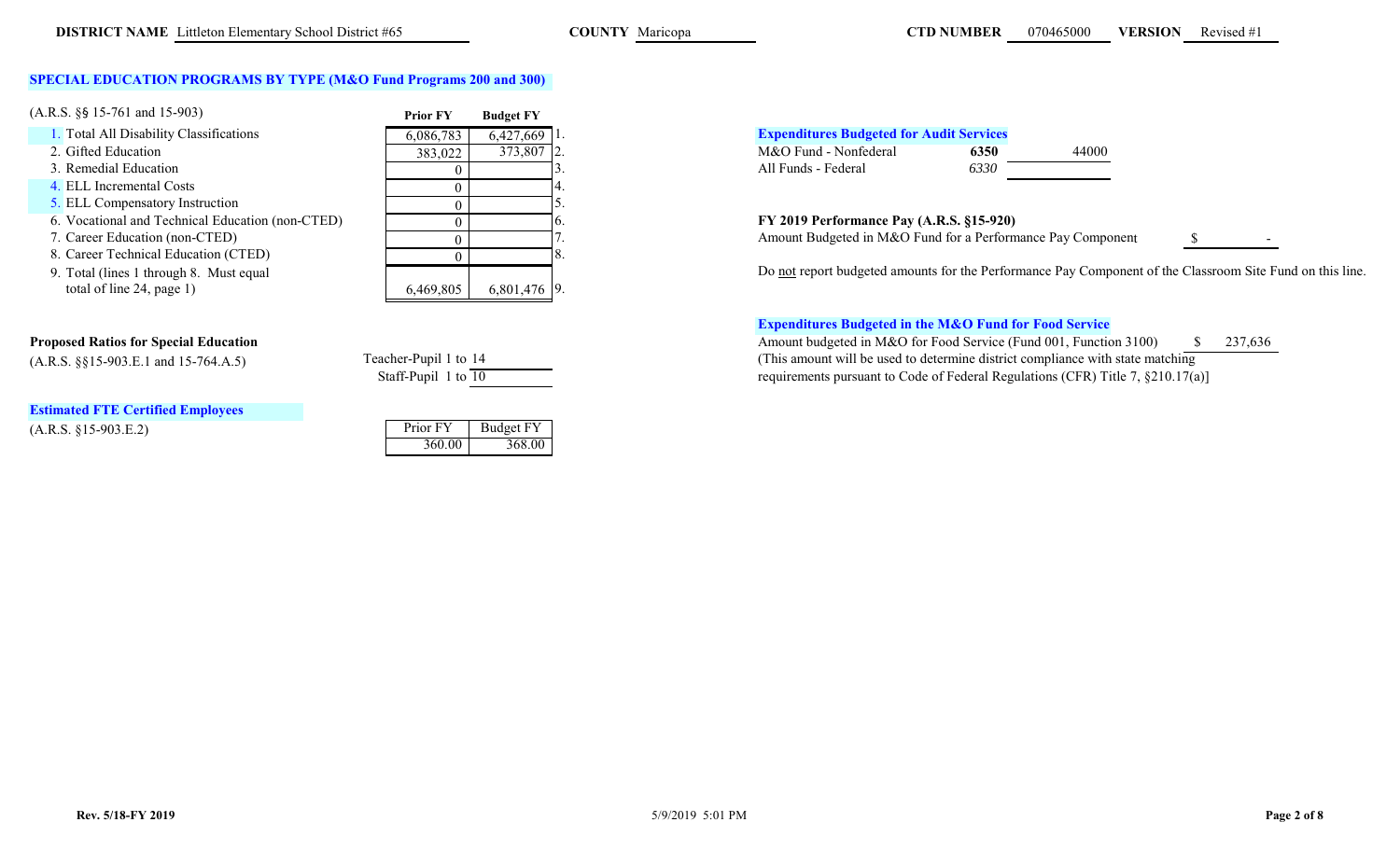**DISTRICT NAME** Littleton Elementary School District #65 **COUNTY** Maricopa **CTD NUMBER** 070465000 **VERSION** Revised #1

## SPECIAL EDUCATION PROGRAMS BY TYPE (M&O Fund Programs 200 and 300)

(A.R.S. §§ 15-761 and 15-903)

| | Prior FY | Budget FY | |
|---|---|---|---|
| 1. Total All Disability Classifications | 6,086,783 | 6,427,669 | 1. |
| 2. Gifted Education | 383,022 | 373,807 | 2. |
| 3. Remedial Education | 0 | | 3. |
| 4. ELL Incremental Costs | 0 | | 4. |
| 5. ELL Compensatory Instruction | 0 | | 5. |
| 6. Vocational and Technical Education (non-CTED) | 0 | | 6. |
| 7. Career Education (non-CTED) | 0 | | 7. |
| 8. Career Technical Education (CTED) | 0 | | 8. |
| 9. Total (lines 1 through 8. Must equal total of line 24, page 1) | 6,469,805 | 6,801,476 | 9. |

**Proposed Ratios for Special Education**

(A.R.S. §§15-903.E.1 and 15-764.A.5)

Teacher-Pupil 1 to 14

Staff-Pupil 1 to 10

**Estimated FTE Certified Employees**

(A.R.S. §15-903.E.2)

| Prior FY | Budget FY |
|---|---|
| 360.00 | 368.00 |

**Expenditures Budgeted for Audit Services**

| | | |
|---|---|---|
| M&O Fund - Nonfederal | **6350** | 44000 |
| All Funds - Federal | *6330* | |

**FY 2019 Performance Pay (A.R.S. §15-920)**

Amount Budgeted in M&O Fund for a Performance Pay Component $ -

Do not report budgeted amounts for the Performance Pay Component of the Classroom Site Fund on this line.

**Expenditures Budgeted in the M&O Fund for Food Service**

Amount budgeted in M&O for Food Service (Fund 001, Function 3100) $ 237,636

(This amount will be used to determine district compliance with state matching requirements pursuant to Code of Federal Regulations (CFR) Title 7, §210.17(a)]

Rev. 5/18-FY 2019 5/9/2019 5:01 PM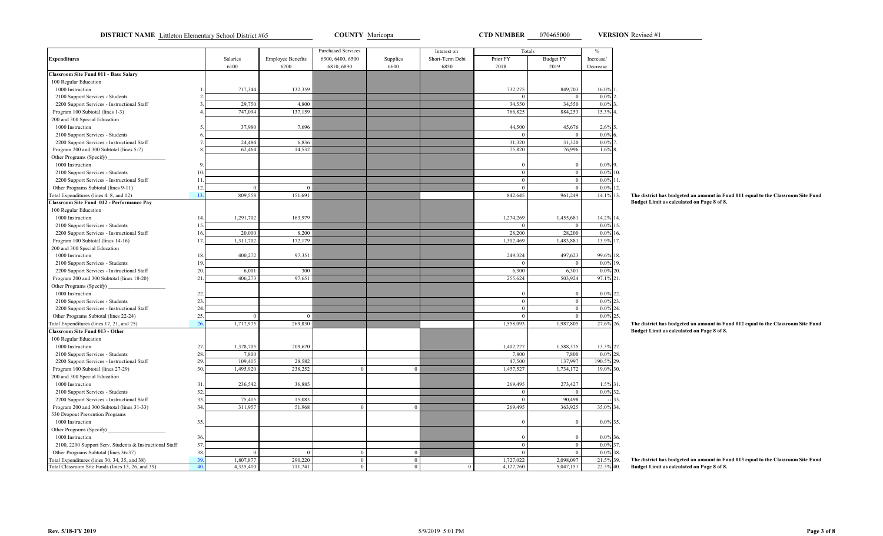**DISTRICT NAME** Littleton Elementary School District #65 **COUNTY** Maricopa **CTD NUMBER** 070465000 **VERSION** Revised #1

| Expenditures | | Salaries 6100 | Employee Benefits 6200 | Purchased Services 6300, 6400, 6500 6810, 6890 | Supplies 6600 | Interest on Short-Term Debt 6850 | Totals Prior FY 2018 | Totals Budget FY 2019 | % Increase/ Decrease | |
|---|---|---|---|---|---|---|---|---|---|---|
| **Classroom Site Fund 011 - Base Salary** | | | | | | | | | | |
| 100 Regular Education | | | | | | | | | | |
| 1000 Instruction | 1. | 717,344 | 132,359 | | | | 732,275 | 849,703 | 16.0% | 1. |
| 2100 Support Services - Students | 2. | | | | | | 0 | 0 | 0.0% | 2. |
| 2200 Support Services - Instructional Staff | 3. | 29,750 | 4,800 | | | | 34,550 | 34,550 | 0.0% | 3. |
| Program 100 Subtotal (lines 1-3) | 4. | 747,094 | 137,159 | | | | 766,825 | 884,253 | 15.3% | 4. |
| 200 and 300 Special Education | | | | | | | | | | |
| 1000 Instruction | 5. | 37,980 | 7,696 | | | | 44,500 | 45,676 | 2.6% | 5. |
| 2100 Support Services - Students | 6. | | | | | | 0 | 0 | 0.0% | 6. |
| 2200 Support Services - Instructional Staff | 7. | 24,484 | 6,836 | | | | 31,320 | 31,320 | 0.0% | 7. |
| Program 200 and 300 Subtotal (lines 5-7) | 8. | 62,464 | 14,532 | | | | 75,820 | 76,996 | 1.6% | 8. |
| Other Programs (Specify) ____________ | | | | | | | | | | |
| 1000 Instruction | 9. | | | | | | 0 | 0 | 0.0% | 9. |
| 2100 Support Services - Students | 10. | | | | | | 0 | 0 | 0.0% | 10. |
| 2200 Support Services - Instructional Staff | 11. | | | | | | 0 | 0 | 0.0% | 11. |
| Other Programs Subtotal (lines 9-11) | 12. | 0 | 0 | | | | 0 | 0 | 0.0% | 12. |
| Total Expenditures (lines 4, 8, and 12) | 13. | 809,558 | 151,691 | | | | 842,645 | 961,249 | 14.1% | 13. |
| **Classroom Site Fund 012 - Performance Pay** | | | | | | | | | | |
| 100 Regular Education | | | | | | | | | | |
| 1000 Instruction | 14. | 1,291,702 | 163,979 | | | | 1,274,269 | 1,455,681 | 14.2% | 14. |
| 2100 Support Services - Students | 15. | | | | | | 0 | 0 | 0.0% | 15. |
| 2200 Support Services - Instructional Staff | 16. | 20,000 | 8,200 | | | | 28,200 | 28,200 | 0.0% | 16. |
| Program 100 Subtotal (lines 14-16) | 17. | 1,311,702 | 172,179 | | | | 1,302,469 | 1,483,881 | 13.9% | 17. |
| 200 and 300 Special Education | | | | | | | | | | |
| 1000 Instruction | 18. | 400,272 | 97,351 | | | | 249,324 | 497,623 | 99.6% | 18. |
| 2100 Support Services - Students | 19. | | | | | | 0 | 0 | 0.0% | 19. |
| 2200 Support Services - Instructional Staff | 20. | 6,001 | 300 | | | | 6,300 | 6,301 | 0.0% | 20. |
| Program 200 and 300 Subtotal (lines 18-20) | 21. | 406,273 | 97,651 | | | | 255,624 | 503,924 | 97.1% | 21. |
| Other Programs (Specify) ____________ | | | | | | | | | | |
| 1000 Instruction | 22. | | | | | | 0 | 0 | 0.0% | 22. |
| 2100 Support Services - Students | 23. | | | | | | 0 | 0 | 0.0% | 23. |
| 2200 Support Services - Instructional Staff | 24. | | | | | | 0 | 0 | 0.0% | 24. |
| Other Programs Subtotal (lines 22-24) | 25. | 0 | 0 | | | | 0 | 0 | 0.0% | 25. |
| Total Expenditures (lines 17, 21, and 25) | 26. | 1,717,975 | 269,830 | | | | 1,558,093 | 1,987,805 | 27.6% | 26. |
| **Classroom Site Fund 013 - Other** | | | | | | | | | | |
| 100 Regular Education | | | | | | | | | | |
| 1000 Instruction | 27. | 1,378,705 | 209,670 | | | | 1,402,227 | 1,588,375 | 13.3% | 27. |
| 2100 Support Services - Students | 28. | 7,800 | | | | | 7,800 | 7,800 | 0.0% | 28. |
| 2200 Support Services - Instructional Staff | 29. | 109,415 | 28,582 | | | | 47,500 | 137,997 | 190.5% | 29. |
| Program 100 Subtotal (lines 27-29) | 30. | 1,495,920 | 238,252 | 0 | 0 | | 1,457,527 | 1,734,172 | 19.0% | 30. |
| 200 and 300 Special Education | | | | | | | | | | |
| 1000 Instruction | 31. | 236,542 | 36,885 | | | | 269,495 | 273,427 | 1.5% | 31. |
| 2100 Support Services - Students | 32. | | | | | | 0 | 0 | 0.0% | 32. |
| 2200 Support Services - Instructional Staff | 33. | 75,415 | 15,083 | | | | 0 | 90,498 | -- | 33. |
| Program 200 and 300 Subtotal (lines 31-33) | 34. | 311,957 | 51,968 | 0 | 0 | | 269,495 | 363,925 | 35.0% | 34. |
| 530 Dropout Prevention Programs | | | | | | | | | | |
| 1000 Instruction | 35. | | | | | | 0 | 0 | 0.0% | 35. |
| Other Programs (Specify) ____________ | | | | | | | | | | |
| 1000 Instruction | 36. | | | | | | 0 | 0 | 0.0% | 36. |
| 2100, 2200 Support Serv. Students & Instructional Staff | 37. | | | | | | 0 | 0 | 0.0% | 37. |
| Other Programs Subtotal (lines 36-37) | 38. | 0 | 0 | 0 | 0 | | 0 | 0 | 0.0% | 38. |
| Total Expenditures (lines 30, 34, 35, and 38) | 39. | 1,807,877 | 290,220 | 0 | 0 | | 1,727,022 | 2,098,097 | 21.5% | 39. |
| Total Classroom Site Funds (lines 13, 26, and 39) | 40. | 4,335,410 | 711,741 | 0 | 0 | 0 | 4,127,760 | 5,047,151 | 22.3% | 40. |

**The district has budgeted an amount in Fund 011 equal to the Classroom Site Fund Budget Limit as calculated on Page 8 of 8.**

**The district has budgeted an amount in Fund 012 equal to the Classroom Site Fund Budget Limit as calculated on Page 8 of 8.**

**The district has budgeted an amount in Fund 013 equal to the Classroom Site Fund Budget Limit as calculated on Page 8 of 8.**

Rev. 5/18-FY 2019 5/9/2019 5:01 PM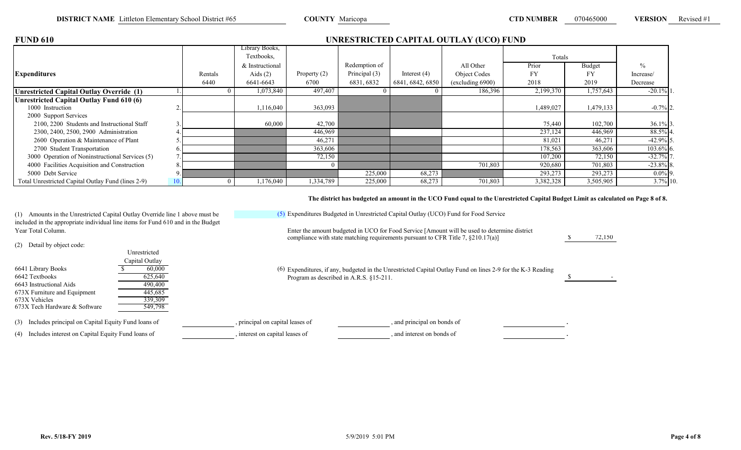**DISTRICT NAME** Littleton Elementary School District #65 **COUNTY** Maricopa **CTD NUMBER** 070465000 **VERSION** Revised #1

## FUND 610

## UNRESTRICTED CAPITAL OUTLAY (UCO) FUND

| Expenditures | | Rentals 6440 | Library Books, Textbooks, & Instructional Aids (2) 6641-6643 | Property (2) 6700 | Redemption of Principal (3) 6831, 6832 | Interest (4) 6841, 6842, 6850 | All Other Object Codes (excluding 6900) | Totals Prior FY 2018 | Budget FY 2019 | % Increase/ Decrease | |
|---|---|---|---|---|---|---|---|---|---|---|---|
| **Unrestricted Capital Outlay Override (1)** | 1. | 0 | 1,073,840 | 497,407 | 0 | 0 | 186,396 | 2,199,370 | 1,757,643 | -20.1% | 1. |
| **Unrestricted Capital Outlay Fund 610 (6)** | | | | | | | | | | | |
| 1000 Instruction | 2. | | 1,116,040 | 363,093 | | | | 1,489,027 | 1,479,133 | -0.7% | 2. |
| 2000 Support Services | | | | | | | | | | | |
| 2100, 2200 Students and Instructional Staff | 3. | | 60,000 | 42,700 | | | | 75,440 | 102,700 | 36.1% | 3. |
| 2300, 2400, 2500, 2900 Administration | 4. | | | 446,969 | | | | 237,124 | 446,969 | 88.5% | 4. |
| 2600 Operation & Maintenance of Plant | 5. | | | 46,271 | | | | 81,021 | 46,271 | -42.9% | 5. |
| 2700 Student Transportation | 6. | | | 363,606 | | | | 178,563 | 363,606 | 103.6% | 6. |
| 3000 Operation of Noninstructional Services (5) | 7. | | | 72,150 | | | | 107,200 | 72,150 | -32.7% | 7. |
| 4000 Facilities Acquisition and Construction | 8. | | | 0 | | | 701,803 | 920,680 | 701,803 | -23.8% | 8. |
| 5000 Debt Service | 9. | | | | 225,000 | 68,273 | | 293,273 | 293,273 | 0.0% | 9. |
| Total Unrestricted Capital Outlay Fund (lines 2-9) | 10. | 0 | 1,176,040 | 1,334,789 | 225,000 | 68,273 | 701,803 | 3,382,328 | 3,505,905 | 3.7% | 10. |

**The district has budgeted an amount in the UCO Fund equal to the Unrestricted Capital Budget Limit as calculated on Page 8 of 8.**

(1) Amounts in the Unrestricted Capital Outlay Override line 1 above must be included in the appropriate individual line items for Fund 610 and in the Budget Year Total Column.

(2) Detail by object code:

| | Unrestricted Capital Outlay |
|---|---|
| 6641 Library Books | $ 60,000 |
| 6642 Textbooks | 625,640 |
| 6643 Instructional Aids | 490,400 |
| 673X Furniture and Equipment | 445,685 |
| 673X Vehicles | 339,309 |
| 673X Tech Hardware & Software | 549,798 |

(5) Expenditures Budgeted in Unrestricted Capital Outlay (UCO) Fund for Food Service

Enter the amount budgeted in UCO for Food Service [Amount will be used to determine district compliance with state matching requirements pursuant to CFR Title 7, §210.17(a)] $ 72,150

(6) Expenditures, if any, budgeted in the Unrestricted Capital Outlay Fund on lines 2-9 for the K-3 Reading Program as described in A.R.S. §15-211. $ -

(3) Includes principal on Capital Equity Fund loans of \_\_\_\_\_\_, principal on capital leases of \_\_\_\_\_\_, and principal on bonds of \_\_\_\_\_\_.

(4) Includes interest on Capital Equity Fund loans of \_\_\_\_\_\_, interest on capital leases of \_\_\_\_\_\_, and interest on bonds of \_\_\_\_\_\_.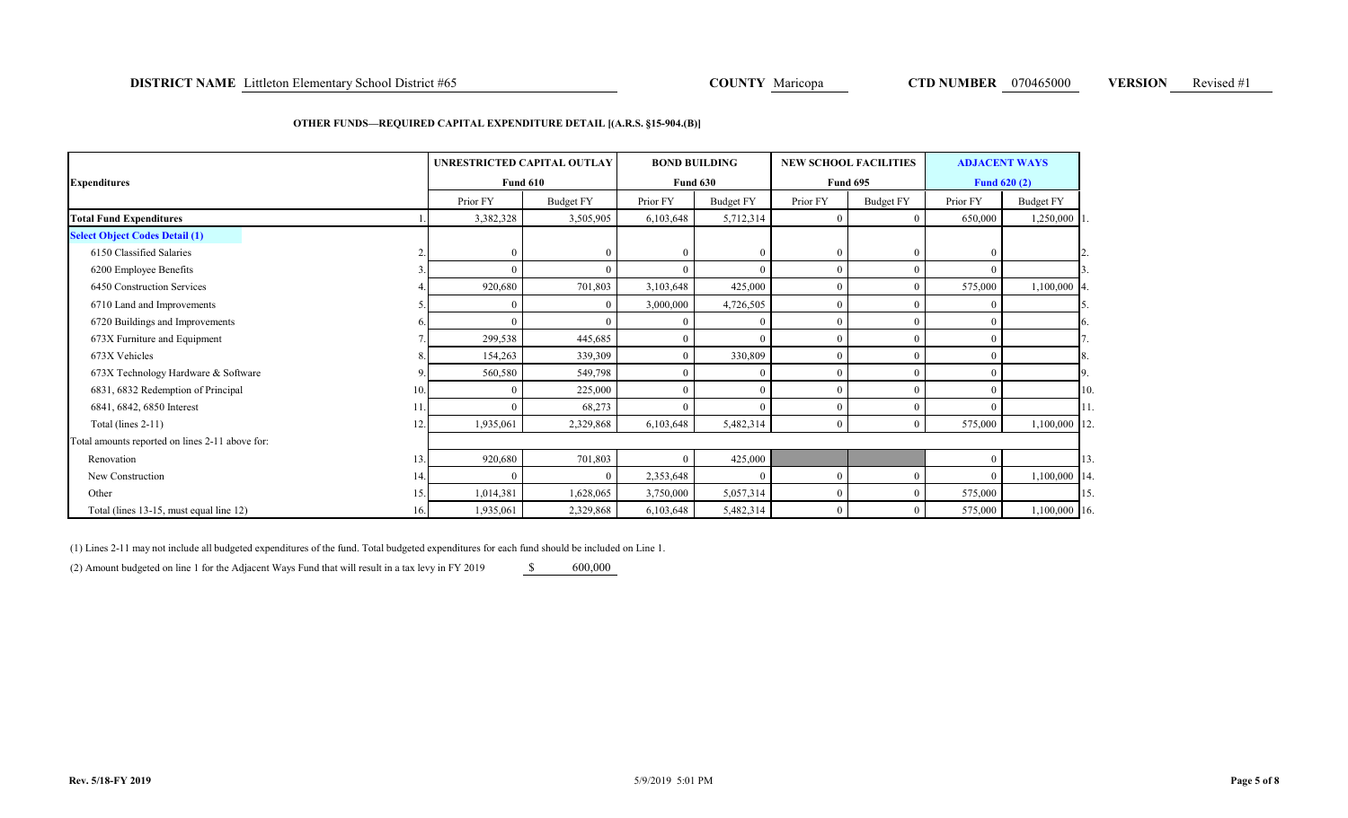**DISTRICT NAME** Littleton Elementary School District #65 **COUNTY** Maricopa **CTD NUMBER** 070465000 **VERSION** Revised #1

## OTHER FUNDS—REQUIRED CAPITAL EXPENDITURE DETAIL [(A.R.S. §15-904.(B)]

| Expenditures | | UNRESTRICTED CAPITAL OUTLAY Fund 610 | | BOND BUILDING Fund 630 | | NEW SCHOOL FACILITIES Fund 695 | | ADJACENT WAYS Fund 620 (2) | | |
|---|---|---|---|---|---|---|---|---|---|---|
| | | Prior FY | Budget FY | Prior FY | Budget FY | Prior FY | Budget FY | Prior FY | Budget FY | |
| **Total Fund Expenditures** | 1. | 3,382,328 | 3,505,905 | 6,103,648 | 5,712,314 | 0 | 0 | 650,000 | 1,250,000 | 1. |
| **Select Object Codes Detail (1)** | | | | | | | | | | |
| 6150 Classified Salaries | 2. | 0 | 0 | 0 | 0 | 0 | 0 | 0 | | 2. |
| 6200 Employee Benefits | 3. | 0 | 0 | 0 | 0 | 0 | 0 | 0 | | 3. |
| 6450 Construction Services | 4. | 920,680 | 701,803 | 3,103,648 | 425,000 | 0 | 0 | 575,000 | 1,100,000 | 4. |
| 6710 Land and Improvements | 5. | 0 | 0 | 3,000,000 | 4,726,505 | 0 | 0 | 0 | | 5. |
| 6720 Buildings and Improvements | 6. | 0 | 0 | 0 | 0 | 0 | 0 | 0 | | 6. |
| 673X Furniture and Equipment | 7. | 299,538 | 445,685 | 0 | 0 | 0 | 0 | 0 | | 7. |
| 673X Vehicles | 8. | 154,263 | 339,309 | 0 | 330,809 | 0 | 0 | 0 | | 8. |
| 673X Technology Hardware & Software | 9. | 560,580 | 549,798 | 0 | 0 | 0 | 0 | 0 | | 9. |
| 6831, 6832 Redemption of Principal | 10. | 0 | 225,000 | 0 | 0 | 0 | 0 | 0 | | 10. |
| 6841, 6842, 6850 Interest | 11. | 0 | 68,273 | 0 | 0 | 0 | 0 | 0 | | 11. |
| Total (lines 2-11) | 12. | 1,935,061 | 2,329,868 | 6,103,648 | 5,482,314 | 0 | 0 | 575,000 | 1,100,000 | 12. |
| Total amounts reported on lines 2-11 above for: | | | | | | | | | | |
| Renovation | 13. | 920,680 | 701,803 | 0 | 425,000 | | | 0 | | 13. |
| New Construction | 14. | 0 | 0 | 2,353,648 | 0 | 0 | 0 | 0 | 1,100,000 | 14. |
| Other | 15. | 1,014,381 | 1,628,065 | 3,750,000 | 5,057,314 | 0 | 0 | 575,000 | | 15. |
| Total (lines 13-15, must equal line 12) | 16. | 1,935,061 | 2,329,868 | 6,103,648 | 5,482,314 | 0 | 0 | 575,000 | 1,100,000 | 16. |

(1) Lines 2-11 may not include all budgeted expenditures of the fund. Total budgeted expenditures for each fund should be included on Line 1.

(2) Amount budgeted on line 1 for the Adjacent Ways Fund that will result in a tax levy in FY 2019 $ 600,000

Rev. 5/18-FY 2019 5/9/2019 5:01 PM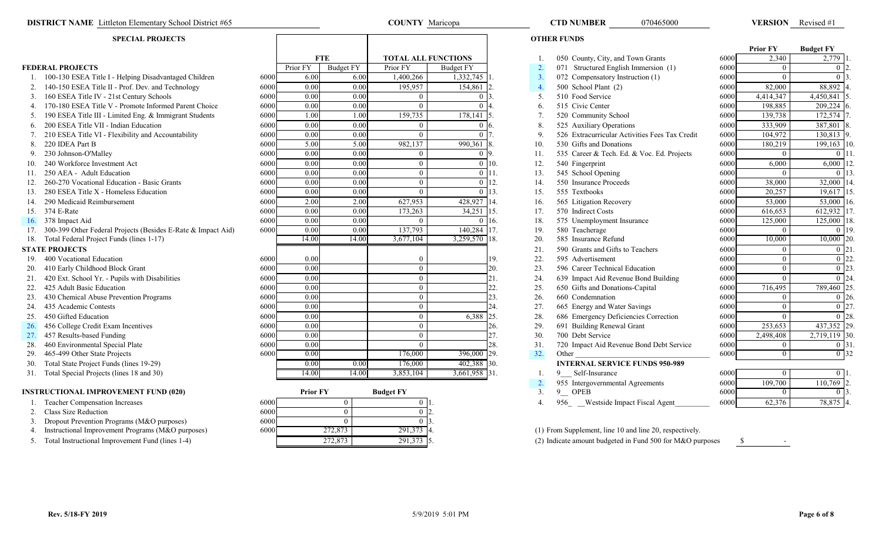**DISTRICT NAME** Littleton Elementary School District #65 **COUNTY** Maricopa **CTD NUMBER** 070465000 **VERSION** Revised #1

## SPECIAL PROJECTS

| | | | FTE | | TOTAL ALL FUNCTIONS | | |
|---|---|---|---|---|---|---|---|
| **FEDERAL PROJECTS** | | | Prior FY | Budget FY | Prior FY | Budget FY | |
| 1. | 100-130 ESEA Title I - Helping Disadvantaged Children | 6000 | 6.00 | 6.00 | 1,400,266 | 1,332,745 | 1. |
| 2. | 140-150 ESEA Title II - Prof. Dev. and Technology | 6000 | 0.00 | 0.00 | 195,957 | 154,861 | 2. |
| 3. | 160 ESEA Title IV - 21st Century Schools | 6000 | 0.00 | 0.00 | 0 | 0 | 3. |
| 4. | 170-180 ESEA Title V - Promote Informed Parent Choice | 6000 | 0.00 | 0.00 | 0 | 0 | 4. |
| 5. | 190 ESEA Title III - Limited Eng. & Immigrant Students | 6000 | 1.00 | 1.00 | 159,735 | 178,141 | 5. |
| 6. | 200 ESEA Title VII - Indian Education | 6000 | 0.00 | 0.00 | 0 | 0 | 6. |
| 7. | 210 ESEA Title VI - Flexibility and Accountability | 6000 | 0.00 | 0.00 | 0 | 0 | 7. |
| 8. | 220 IDEA Part B | 6000 | 5.00 | 5.00 | 982,137 | 990,361 | 8. |
| 9. | 230 Johnson-O'Malley | 6000 | 0.00 | 0.00 | 0 | 0 | 9. |
| 10. | 240 Workforce Investment Act | 6000 | 0.00 | 0.00 | 0 | 0 | 10. |
| 11. | 250 AEA - Adult Education | 6000 | 0.00 | 0.00 | 0 | 0 | 11. |
| 12. | 260-270 Vocational Education - Basic Grants | 6000 | 0.00 | 0.00 | 0 | 0 | 12. |
| 13. | 280 ESEA Title X - Homeless Education | 6000 | 0.00 | 0.00 | 0 | 0 | 13. |
| 14. | 290 Medicaid Reimbursement | 6000 | 2.00 | 2.00 | 627,953 | 428,927 | 14. |
| 15. | 374 E-Rate | 6000 | 0.00 | 0.00 | 173,263 | 34,251 | 15. |
| 16. | 378 Impact Aid | 6000 | 0.00 | 0.00 | 0 | 0 | 16. |
| 17. | 300-399 Other Federal Projects (Besides E-Rate & Impact Aid) | 6000 | 0.00 | 0.00 | 137,793 | 140,284 | 17. |
| 18. | Total Federal Project Funds (lines 1-17) | | 14.00 | 14.00 | 3,677,104 | 3,259,570 | 18. |
| **STATE PROJECTS** | | | | | | | |
| 19. | 400 Vocational Education | 6000 | 0.00 | | 0 | | 19. |
| 20. | 410 Early Childhood Block Grant | 6000 | 0.00 | | 0 | | 20. |
| 21. | 420 Ext. School Yr. - Pupils with Disabilities | 6000 | 0.00 | | 0 | | 21. |
| 22. | 425 Adult Basic Education | 6000 | 0.00 | | 0 | | 22. |
| 23. | 430 Chemical Abuse Prevention Programs | 6000 | 0.00 | | 0 | | 23. |
| 24. | 435 Academic Contests | 6000 | 0.00 | | 0 | | 24. |
| 25. | 450 Gifted Education | 6000 | 0.00 | | 0 | 6,388 | 25. |
| 26. | 456 College Credit Exam Incentives | 6000 | 0.00 | | 0 | | 26. |
| 27. | 457 Results-based Funding | 6000 | 0.00 | | 0 | | 27. |
| 28. | 460 Environmental Special Plate | 6000 | 0.00 | | 0 | | 28. |
| 29. | 465-499 Other State Projects | 6000 | 0.00 | | 176,000 | 396,000 | 29. |
| 30. | Total State Project Funds (lines 19-29) | | 0.00 | 0.00 | 176,000 | 402,388 | 30. |
| 31. | Total Special Projects (lines 18 and 30) | | 14.00 | 14.00 | 3,853,104 | 3,661,958 | 31. |

## INSTRUCTIONAL IMPROVEMENT FUND (020)

| | | | Prior FY | Budget FY | |
|---|---|---|---|---|---|
| 1. | Teacher Compensation Increases | 6000 | 0 | 0 | 1. |
| 2. | Class Size Reduction | 6000 | 0 | 0 | 2. |
| 3. | Dropout Prevention Programs (M&O purposes) | 6000 | 0 | 0 | 3. |
| 4. | Instructional Improvement Programs (M&O purposes) | 6000 | 272,873 | 291,373 | 4. |
| 5. | Total Instructional Improvement Fund (lines 1-4) | | 272,873 | 291,373 | 5. |

## OTHER FUNDS

| | | | Prior FY | Budget FY | |
|---|---|---|---|---|---|
| 1. | 050 County, City, and Town Grants | 6000 | 2,340 | 2,779 | 1. |
| 2. | 071 Structured English Immersion (1) | 6000 | 0 | 0 | 2. |
| 3. | 072 Compensatory Instruction (1) | 6000 | 0 | 0 | 3. |
| 4. | 500 School Plant (2) | 6000 | 82,000 | 88,892 | 4. |
| 5. | 510 Food Service | 6000 | 4,414,347 | 4,450,841 | 5. |
| 6. | 515 Civic Center | 6000 | 198,885 | 209,224 | 6. |
| 7. | 520 Community School | 6000 | 139,738 | 172,574 | 7. |
| 8. | 525 Auxiliary Operations | 6000 | 333,909 | 387,801 | 8. |
| 9. | 526 Extracurricular Activities Fees Tax Credit | 6000 | 104,972 | 130,813 | 9. |
| 10. | 530 Gifts and Donations | 6000 | 180,219 | 199,163 | 10. |
| 11. | 535 Career & Tech. Ed. & Voc. Ed. Projects | 6000 | 0 | 0 | 11. |
| 12. | 540 Fingerprint | 6000 | 6,000 | 6,000 | 12. |
| 13. | 545 School Opening | 6000 | 0 | 0 | 13. |
| 14. | 550 Insurance Proceeds | 6000 | 38,000 | 32,000 | 14. |
| 15. | 555 Textbooks | 6000 | 20,257 | 19,617 | 15. |
| 16. | 565 Litigation Recovery | 6000 | 53,000 | 53,000 | 16. |
| 17. | 570 Indirect Costs | 6000 | 616,653 | 612,932 | 17. |
| 18. | 575 Unemployment Insurance | 6000 | 125,000 | 125,000 | 18. |
| 19. | 580 Teacherage | 6000 | 0 | 0 | 19. |
| 20. | 585 Insurance Refund | 6000 | 10,000 | 10,000 | 20. |
| 21. | 590 Grants and Gifts to Teachers | 6000 | 0 | 0 | 21. |
| 22. | 595 Advertisement | 6000 | 0 | 0 | 22. |
| 23. | 596 Career Technical Education | 6000 | 0 | 0 | 23. |
| 24. | 639 Impact Aid Revenue Bond Building | 6000 | 0 | 0 | 24. |
| 25. | 650 Gifts and Donations-Capital | 6000 | 716,495 | 789,460 | 25. |
| 26. | 660 Condemnation | 6000 | 0 | 0 | 26. |
| 27. | 665 Energy and Water Savings | 6000 | 0 | 0 | 27. |
| 28. | 686 Emergency Deficiencies Correction | 6000 | 0 | 0 | 28. |
| 29. | 691 Building Renewal Grant | 6000 | 253,653 | 437,352 | 29. |
| 30. | 700 Debt Service | 6000 | 2,498,408 | 2,719,119 | 30. |
| 31. | 720 Impact Aid Revenue Bond Debt Service | 6000 | 0 | 0 | 31. |
| 32. | Other | 6000 | 0 | 0 | 32 |
| | **INTERNAL SERVICE FUNDS 950-989** | | | | |
| 1. | 9__ Self-Insurance | 6000 | 0 | 0 | 1. |
| 2. | 955 Intergovernmental Agreements | 6000 | 109,700 | 110,769 | 2. |
| 3. | 9__ OPEB | 6000 | 0 | 0 | 3. |
| 4. | 956_ Westside Impact Fiscal Agent | 6000 | 62,376 | 78,875 | 4. |

(1) From Supplement, line 10 and line 20, respectively.

(2) Indicate amount budgeted in Fund 500 for M&O purposes $ -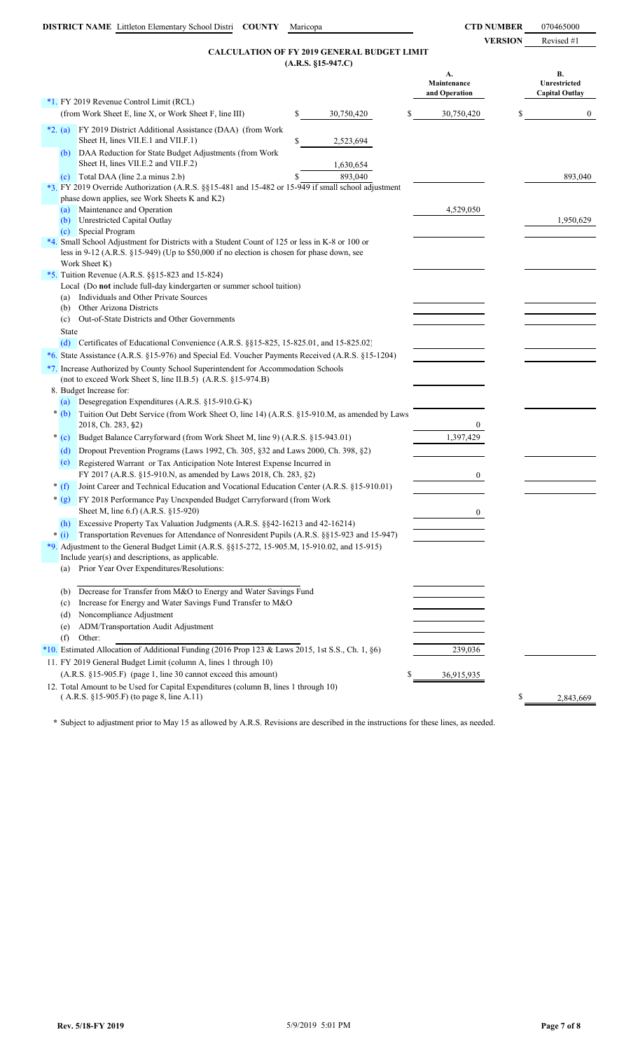**DISTRICT NAME** Littleton Elementary School Distri **COUNTY** Maricopa **CTD NUMBER** 070465000

**VERSION** Revised #1

## CALCULATION OF FY 2019 GENERAL BUDGET LIMIT
### (A.R.S. §15-947.C)

| | | A. Maintenance and Operation | B. Unrestricted Capital Outlay |
|---|---|---|---|
| *1. FY 2019 Revenue Control Limit (RCL) (from Work Sheet E, line X, or Work Sheet F, line III) | $ 30,750,420 | $ 30,750,420 | $ 0 |
| *2. (a) FY 2019 District Additional Assistance (DAA) (from Work Sheet H, lines VII.E.1 and VII.F.1) | $ 2,523,694 | | |
| (b) DAA Reduction for State Budget Adjustments (from Work Sheet H, lines VII.E.2 and VII.F.2) | 1,630,654 | | |
| (c) Total DAA (line 2.a minus 2.b) | $ 893,040 | | 893,040 |
| *3. FY 2019 Override Authorization (A.R.S. §§15-481 and 15-482 or 15-949 if small school adjustment phase down applies, see Work Sheets K and K2) | | | |
| (a) Maintenance and Operation | | 4,529,050 | |
| (b) Unrestricted Capital Outlay | | | 1,950,629 |
| (c) Special Program | | | |
| *4. Small School Adjustment for Districts with a Student Count of 125 or less in K-8 or 100 or less in 9-12 (A.R.S. §15-949) (Up to $50,000 if no election is chosen for phase down, see Work Sheet K) | | | |
| *5. Tuition Revenue (A.R.S. §§15-823 and 15-824) Local (Do **not** include full-day kindergarten or summer school tuition) | | | |
| (a) Individuals and Other Private Sources | | | |
| (b) Other Arizona Districts | | | |
| (c) Out-of-State Districts and Other Governments | | | |
| State | | | |
| (d) Certificates of Educational Convenience (A.R.S. §§15-825, 15-825.01, and 15-825.02) | | | |
| *6. State Assistance (A.R.S. §15-976) and Special Ed. Voucher Payments Received (A.R.S. §15-1204) | | | |
| *7. Increase Authorized by County School Superintendent for Accommodation Schools (not to exceed Work Sheet S, line II.B.5) (A.R.S. §15-974.B) | | | |
| 8. Budget Increase for: | | | |
| (a) Desegregation Expenditures (A.R.S. §15-910.G-K) | | | |
| * (b) Tuition Out Debt Service (from Work Sheet O, line 14) (A.R.S. §15-910.M, as amended by Laws 2018, Ch. 283, §2) | | 0 | |
| * (c) Budget Balance Carryforward (from Work Sheet M, line 9) (A.R.S. §15-943.01) | | 1,397,429 | |
| (d) Dropout Prevention Programs (Laws 1992, Ch. 305, §32 and Laws 2000, Ch. 398, §2) | | | |
| (e) Registered Warrant or Tax Anticipation Note Interest Expense Incurred in FY 2017 (A.R.S. §15-910.N, as amended by Laws 2018, Ch. 283, §2) | | 0 | |
| * (f) Joint Career and Technical Education and Vocational Education Center (A.R.S. §15-910.01) | | | |
| * (g) FY 2018 Performance Pay Unexpended Budget Carryforward (from Work Sheet M, line 6.f) (A.R.S. §15-920) | | 0 | |
| (h) Excessive Property Tax Valuation Judgments (A.R.S. §§42-16213 and 42-16214) | | | |
| * (i) Transportation Revenues for Attendance of Nonresident Pupils (A.R.S. §§15-923 and 15-947) | | | |
| *9. Adjustment to the General Budget Limit (A.R.S. §§15-272, 15-905.M, 15-910.02, and 15-915) Include year(s) and descriptions, as applicable. | | | |
| (a) Prior Year Over Expenditures/Resolutions: | | | |
| (b) Decrease for Transfer from M&O to Energy and Water Savings Fund | | | |
| (c) Increase for Energy and Water Savings Fund Transfer to M&O | | | |
| (d) Noncompliance Adjustment | | | |
| (e) ADM/Transportation Audit Adjustment | | | |
| (f) Other: | | | |
| *10. Estimated Allocation of Additional Funding (2016 Prop 123 & Laws 2015, 1st S.S., Ch. 1, §6) | | 239,036 | |
| 11. FY 2019 General Budget Limit (column A, lines 1 through 10) (A.R.S. §15-905.F) (page 1, line 30 cannot exceed this amount) | | $ 36,915,935 | |
| 12. Total Amount to be Used for Capital Expenditures (column B, lines 1 through 10) ( A.R.S. §15-905.F) (to page 8, line A.11) | | | $ 2,843,669 |

\* Subject to adjustment prior to May 15 as allowed by A.R.S. Revisions are described in the instructions for these lines, as needed.

Rev. 5/18-FY 2019 5/9/2019 5:01 PM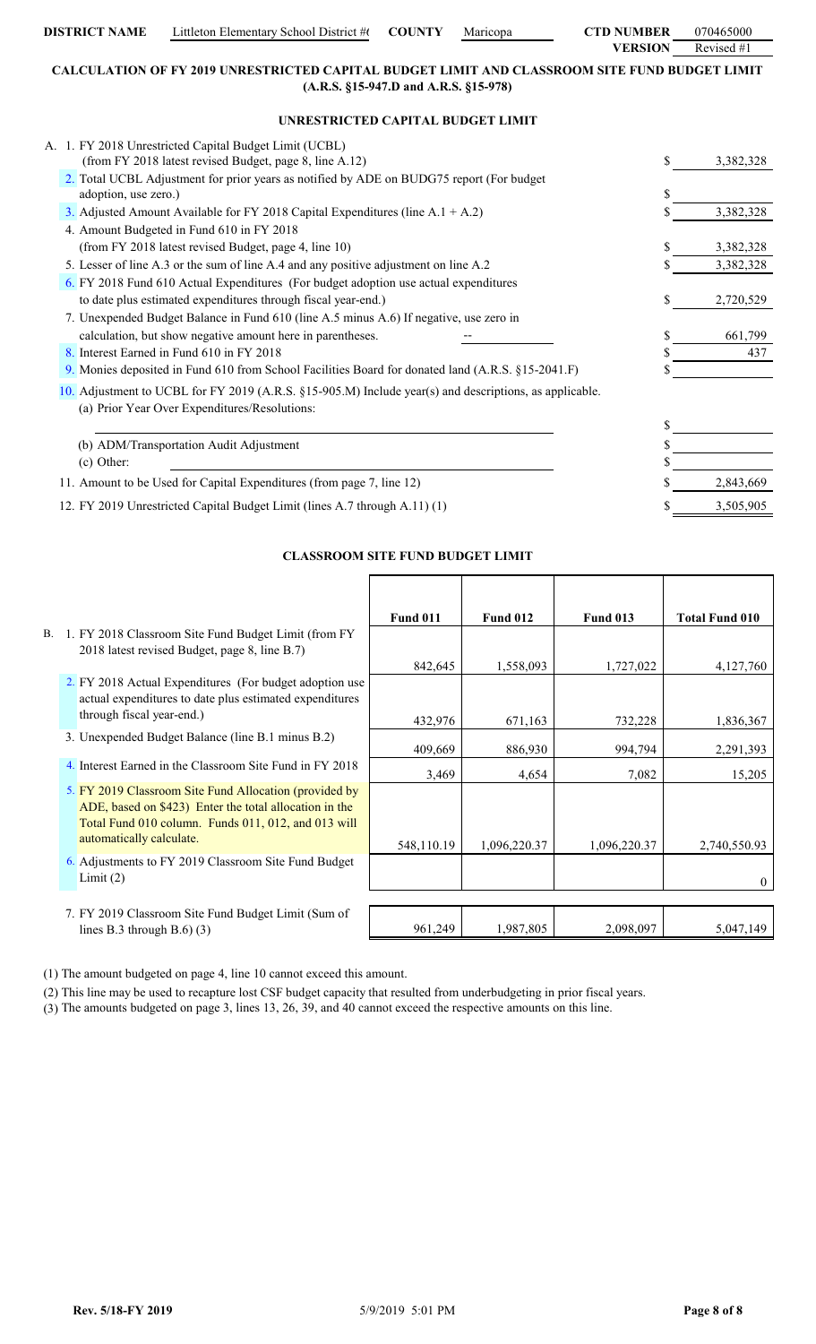**DISTRICT NAME** Littleton Elementary School District #( **COUNTY** Maricopa **CTD NUMBER** 070465000
**VERSION** Revised #1

## CALCULATION OF FY 2019 UNRESTRICTED CAPITAL BUDGET LIMIT AND CLASSROOM SITE FUND BUDGET LIMIT (A.R.S. §15-947.D and A.R.S. §15-978)

### UNRESTRICTED CAPITAL BUDGET LIMIT

| | | |
|---|---|---|
| A. 1. FY 2018 Unrestricted Capital Budget Limit (UCBL) (from FY 2018 latest revised Budget, page 8, line A.12) | $ | 3,382,328 |
| 2. Total UCBL Adjustment for prior years as notified by ADE on BUDG75 report (For budget adoption, use zero.) | $ | |
| 3. Adjusted Amount Available for FY 2018 Capital Expenditures (line A.1 + A.2) | $ | 3,382,328 |
| 4. Amount Budgeted in Fund 610 in FY 2018 (from FY 2018 latest revised Budget, page 4, line 10) | $ | 3,382,328 |
| 5. Lesser of line A.3 or the sum of line A.4 and any positive adjustment on line A.2 | $ | 3,382,328 |
| 6. FY 2018 Fund 610 Actual Expenditures (For budget adoption use actual expenditures to date plus estimated expenditures through fiscal year-end.) | $ | 2,720,529 |
| 7. Unexpended Budget Balance in Fund 610 (line A.5 minus A.6) If negative, use zero in calculation, but show negative amount here in parentheses. -- | $ | 661,799 |
| 8. Interest Earned in Fund 610 in FY 2018 | $ | 437 |
| 9. Monies deposited in Fund 610 from School Facilities Board for donated land (A.R.S. §15-2041.F) | $ | |
| 10. Adjustment to UCBL for FY 2019 (A.R.S. §15-905.M) Include year(s) and descriptions, as applicable. | | |
| (a) Prior Year Over Expenditures/Resolutions: | $ | |
| (b) ADM/Transportation Audit Adjustment | $ | |
| (c) Other: | $ | |
| 11. Amount to be Used for Capital Expenditures (from page 7, line 12) | $ | 2,843,669 |
| 12. FY 2019 Unrestricted Capital Budget Limit (lines A.7 through A.11) (1) | $ | 3,505,905 |

### CLASSROOM SITE FUND BUDGET LIMIT

| | Fund 011 | Fund 012 | Fund 013 | Total Fund 010 |
|---|---|---|---|---|
| B. 1. FY 2018 Classroom Site Fund Budget Limit (from FY 2018 latest revised Budget, page 8, line B.7) | 842,645 | 1,558,093 | 1,727,022 | 4,127,760 |
| 2. FY 2018 Actual Expenditures (For budget adoption use actual expenditures to date plus estimated expenditures through fiscal year-end.) | 432,976 | 671,163 | 732,228 | 1,836,367 |
| 3. Unexpended Budget Balance (line B.1 minus B.2) | 409,669 | 886,930 | 994,794 | 2,291,393 |
| 4. Interest Earned in the Classroom Site Fund in FY 2018 | 3,469 | 4,654 | 7,082 | 15,205 |
| 5. FY 2019 Classroom Site Fund Allocation (provided by ADE, based on $423) Enter the total allocation in the Total Fund 010 column. Funds 011, 012, and 013 will automatically calculate. | 548,110.19 | 1,096,220.37 | 1,096,220.37 | 2,740,550.93 |
| 6. Adjustments to FY 2019 Classroom Site Fund Budget Limit (2) | | | | 0 |
| 7. FY 2019 Classroom Site Fund Budget Limit (Sum of lines B.3 through B.6) (3) | 961,249 | 1,987,805 | 2,098,097 | 5,047,149 |

(1) The amount budgeted on page 4, line 10 cannot exceed this amount.

(2) This line may be used to recapture lost CSF budget capacity that resulted from underbudgeting in prior fiscal years.

(3) The amounts budgeted on page 3, lines 13, 26, 39, and 40 cannot exceed the respective amounts on this line.

Rev. 5/18-FY 2019 5/9/2019 5:01 PM